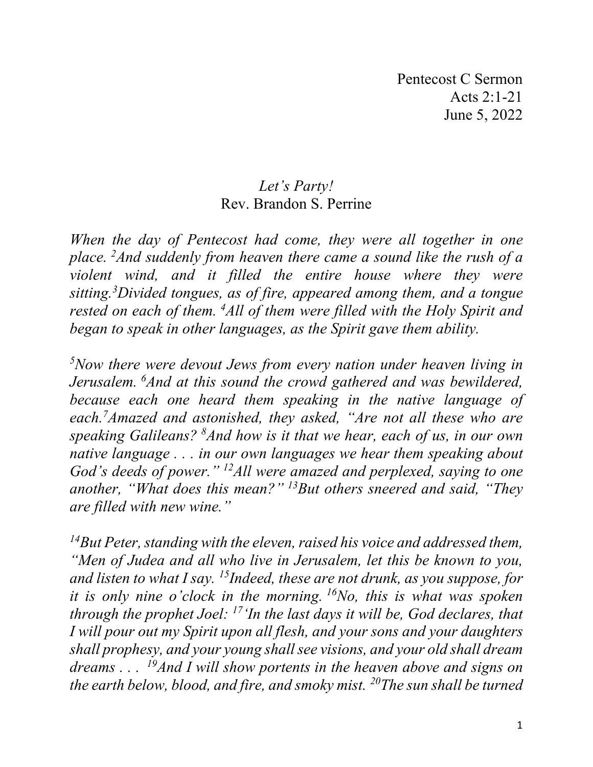Pentecost C Sermon
Acts 2:1-21
June 5, 2022

*Let's Party!*
Rev. Brandon S. Perrine

*When the day of Pentecost had come, they were all together in one place. [2]And suddenly from heaven there came a sound like the rush of a violent wind, and it filled the entire house where they were sitting.[3]Divided tongues, as of fire, appeared among them, and a tongue rested on each of them. [4]All of them were filled with the Holy Spirit and began to speak in other languages, as the Spirit gave them ability.*

*[5]Now there were devout Jews from every nation under heaven living in Jerusalem. [6]And at this sound the crowd gathered and was bewildered, because each one heard them speaking in the native language of each.[7]Amazed and astonished, they asked, "Are not all these who are speaking Galileans? [8]And how is it that we hear, each of us, in our own native language . . . in our own languages we hear them speaking about God's deeds of power." [12]All were amazed and perplexed, saying to one another, "What does this mean?" [13]But others sneered and said, "They are filled with new wine."*

*[14]But Peter, standing with the eleven, raised his voice and addressed them, "Men of Judea and all who live in Jerusalem, let this be known to you, and listen to what I say. [15]Indeed, these are not drunk, as you suppose, for it is only nine o'clock in the morning. [16]No, this is what was spoken through the prophet Joel: [17]'In the last days it will be, God declares, that I will pour out my Spirit upon all flesh, and your sons and your daughters shall prophesy, and your young shall see visions, and your old shall dream dreams . . . [19]And I will show portents in the heaven above and signs on the earth below, blood, and fire, and smoky mist. [20]The sun shall be turned*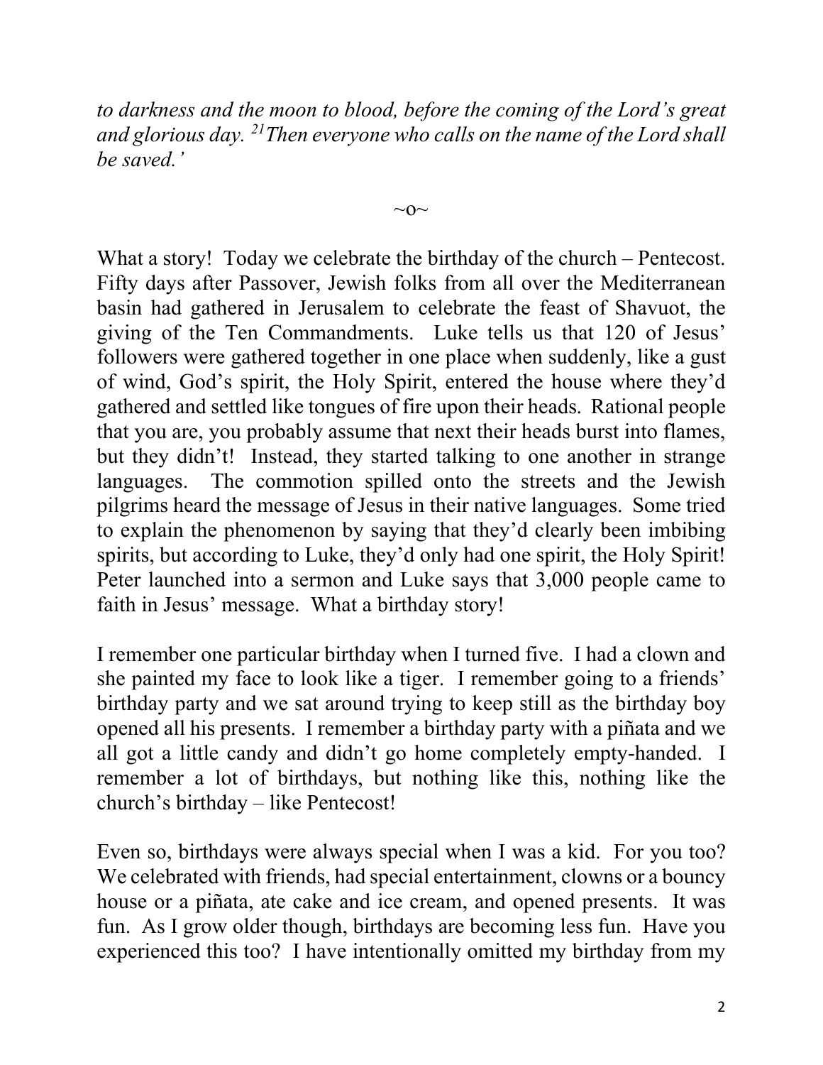*to darkness and the moon to blood, before the coming of the Lord's great and glorious day. [21]Then everyone who calls on the name of the Lord shall be saved.'*

~o~

What a story! Today we celebrate the birthday of the church – Pentecost. Fifty days after Passover, Jewish folks from all over the Mediterranean basin had gathered in Jerusalem to celebrate the feast of Shavuot, the giving of the Ten Commandments. Luke tells us that 120 of Jesus' followers were gathered together in one place when suddenly, like a gust of wind, God's spirit, the Holy Spirit, entered the house where they'd gathered and settled like tongues of fire upon their heads. Rational people that you are, you probably assume that next their heads burst into flames, but they didn't! Instead, they started talking to one another in strange languages. The commotion spilled onto the streets and the Jewish pilgrims heard the message of Jesus in their native languages. Some tried to explain the phenomenon by saying that they'd clearly been imbibing spirits, but according to Luke, they'd only had one spirit, the Holy Spirit! Peter launched into a sermon and Luke says that 3,000 people came to faith in Jesus' message. What a birthday story!

I remember one particular birthday when I turned five. I had a clown and she painted my face to look like a tiger. I remember going to a friends' birthday party and we sat around trying to keep still as the birthday boy opened all his presents. I remember a birthday party with a piñata and we all got a little candy and didn't go home completely empty-handed. I remember a lot of birthdays, but nothing like this, nothing like the church's birthday – like Pentecost!

Even so, birthdays were always special when I was a kid. For you too? We celebrated with friends, had special entertainment, clowns or a bouncy house or a piñata, ate cake and ice cream, and opened presents. It was fun. As I grow older though, birthdays are becoming less fun. Have you experienced this too? I have intentionally omitted my birthday from my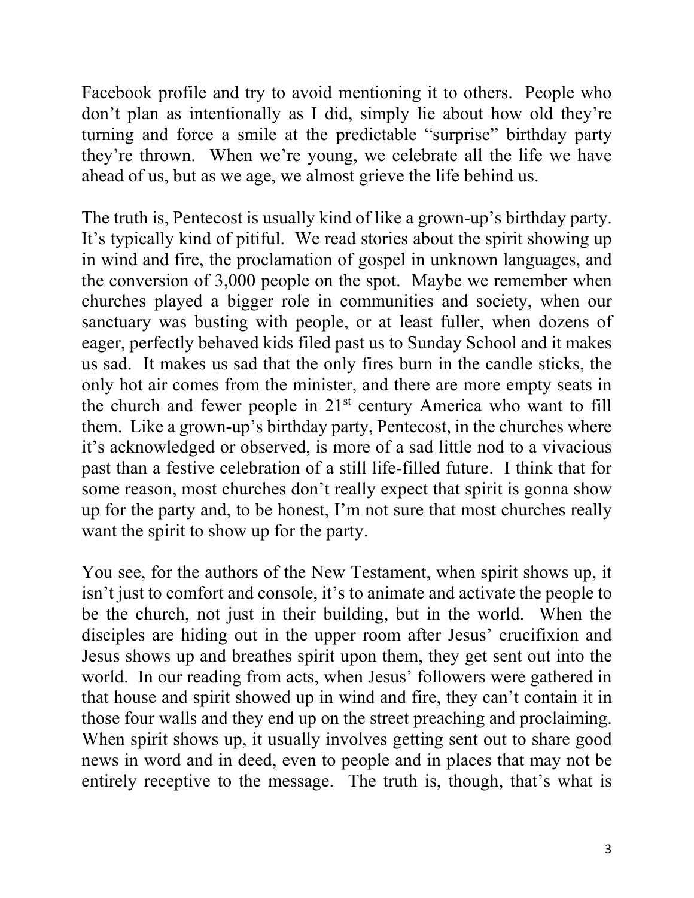Facebook profile and try to avoid mentioning it to others. People who don't plan as intentionally as I did, simply lie about how old they're turning and force a smile at the predictable "surprise" birthday party they're thrown. When we're young, we celebrate all the life we have ahead of us, but as we age, we almost grieve the life behind us.

The truth is, Pentecost is usually kind of like a grown-up's birthday party. It's typically kind of pitiful. We read stories about the spirit showing up in wind and fire, the proclamation of gospel in unknown languages, and the conversion of 3,000 people on the spot. Maybe we remember when churches played a bigger role in communities and society, when our sanctuary was busting with people, or at least fuller, when dozens of eager, perfectly behaved kids filed past us to Sunday School and it makes us sad. It makes us sad that the only fires burn in the candle sticks, the only hot air comes from the minister, and there are more empty seats in the church and fewer people in 21st century America who want to fill them. Like a grown-up's birthday party, Pentecost, in the churches where it's acknowledged or observed, is more of a sad little nod to a vivacious past than a festive celebration of a still life-filled future. I think that for some reason, most churches don't really expect that spirit is gonna show up for the party and, to be honest, I'm not sure that most churches really want the spirit to show up for the party.

You see, for the authors of the New Testament, when spirit shows up, it isn't just to comfort and console, it's to animate and activate the people to be the church, not just in their building, but in the world. When the disciples are hiding out in the upper room after Jesus' crucifixion and Jesus shows up and breathes spirit upon them, they get sent out into the world. In our reading from acts, when Jesus' followers were gathered in that house and spirit showed up in wind and fire, they can't contain it in those four walls and they end up on the street preaching and proclaiming. When spirit shows up, it usually involves getting sent out to share good news in word and in deed, even to people and in places that may not be entirely receptive to the message. The truth is, though, that's what is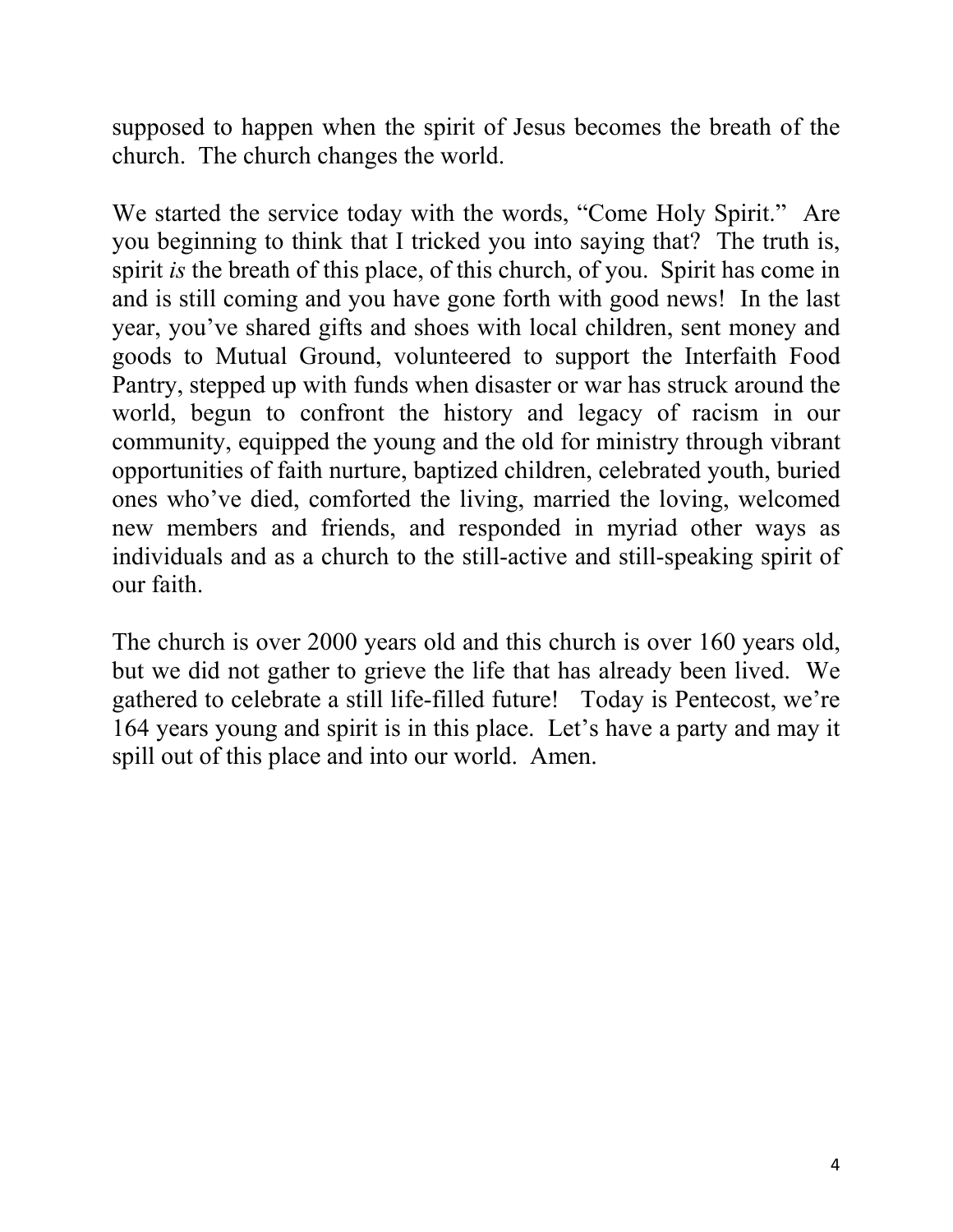supposed to happen when the spirit of Jesus becomes the breath of the church. The church changes the world.

We started the service today with the words, "Come Holy Spirit." Are you beginning to think that I tricked you into saying that? The truth is, spirit *is* the breath of this place, of this church, of you. Spirit has come in and is still coming and you have gone forth with good news! In the last year, you've shared gifts and shoes with local children, sent money and goods to Mutual Ground, volunteered to support the Interfaith Food Pantry, stepped up with funds when disaster or war has struck around the world, begun to confront the history and legacy of racism in our community, equipped the young and the old for ministry through vibrant opportunities of faith nurture, baptized children, celebrated youth, buried ones who've died, comforted the living, married the loving, welcomed new members and friends, and responded in myriad other ways as individuals and as a church to the still-active and still-speaking spirit of our faith.

The church is over 2000 years old and this church is over 160 years old, but we did not gather to grieve the life that has already been lived. We gathered to celebrate a still life-filled future! Today is Pentecost, we're 164 years young and spirit is in this place. Let's have a party and may it spill out of this place and into our world. Amen.